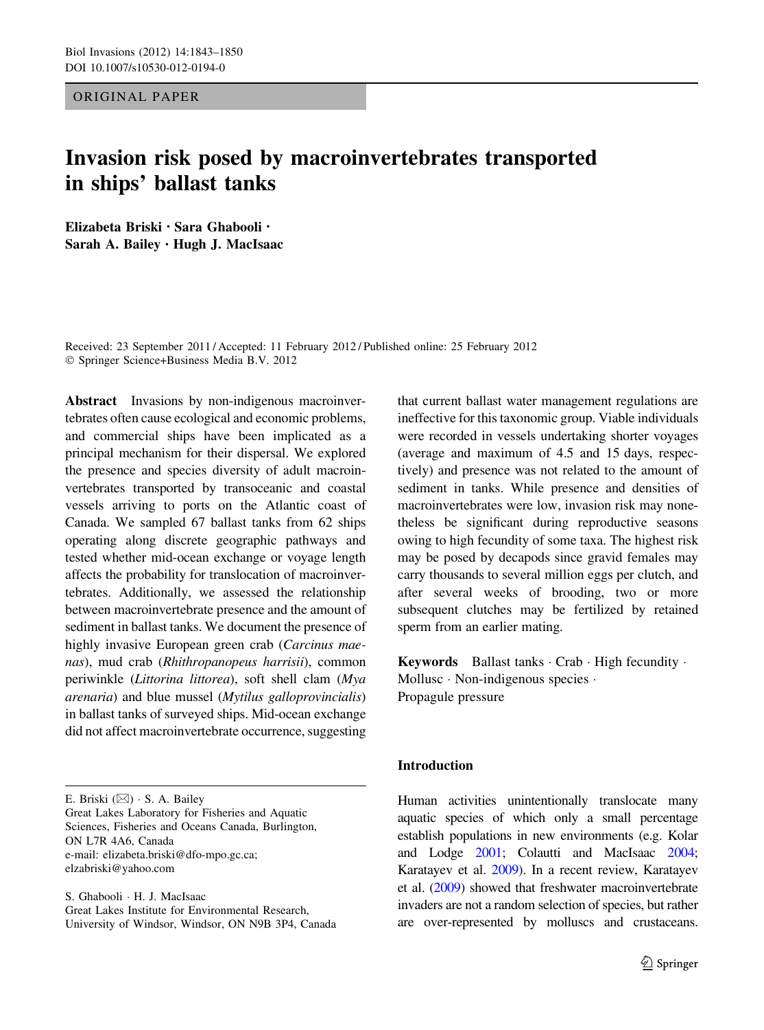ORIGINAL PAPER

# Invasion risk posed by macroinvertebrates transported in ships' ballast tanks

**Elizabeta Briski · Sara Ghabooli · Sarah A. Bailey · Hugh J. MacIsaac**

Received: 23 September 2011 / Accepted: 11 February 2012 / Published online: 25 February 2012
© Springer Science+Business Media B.V. 2012

**Abstract** Invasions by non-indigenous macroinvertebrates often cause ecological and economic problems, and commercial ships have been implicated as a principal mechanism for their dispersal. We explored the presence and species diversity of adult macroinvertebrates transported by transoceanic and coastal vessels arriving to ports on the Atlantic coast of Canada. We sampled 67 ballast tanks from 62 ships operating along discrete geographic pathways and tested whether mid-ocean exchange or voyage length affects the probability for translocation of macroinvertebrates. Additionally, we assessed the relationship between macroinvertebrate presence and the amount of sediment in ballast tanks. We document the presence of highly invasive European green crab (*Carcinus maenas*), mud crab (*Rhithropanopeus harrisii*), common periwinkle (*Littorina littorea*), soft shell clam (*Mya arenaria*) and blue mussel (*Mytilus galloprovincialis*) in ballast tanks of surveyed ships. Mid-ocean exchange did not affect macroinvertebrate occurrence, suggesting that current ballast water management regulations are ineffective for this taxonomic group. Viable individuals were recorded in vessels undertaking shorter voyages (average and maximum of 4.5 and 15 days, respectively) and presence was not related to the amount of sediment in tanks. While presence and densities of macroinvertebrates were low, invasion risk may nonetheless be significant during reproductive seasons owing to high fecundity of some taxa. The highest risk may be posed by decapods since gravid females may carry thousands to several million eggs per clutch, and after several weeks of brooding, two or more subsequent clutches may be fertilized by retained sperm from an earlier mating.

**Keywords** Ballast tanks · Crab · High fecundity · Mollusc · Non-indigenous species · Propagule pressure

E. Briski (✉) · S. A. Bailey
Great Lakes Laboratory for Fisheries and Aquatic Sciences, Fisheries and Oceans Canada, Burlington, ON L7R 4A6, Canada
e-mail: elizabeta.briski@dfo-mpo.gc.ca; elzabriski@yahoo.com

S. Ghabooli · H. J. MacIsaac
Great Lakes Institute for Environmental Research, University of Windsor, Windsor, ON N9B 3P4, Canada

## Introduction

Human activities unintentionally translocate many aquatic species of which only a small percentage establish populations in new environments (e.g. Kolar and Lodge 2001; Colautti and MacIsaac 2004; Karatayev et al. 2009). In a recent review, Karatayev et al. (2009) showed that freshwater macroinvertebrate invaders are not a random selection of species, but rather are over-represented by molluscs and crustaceans.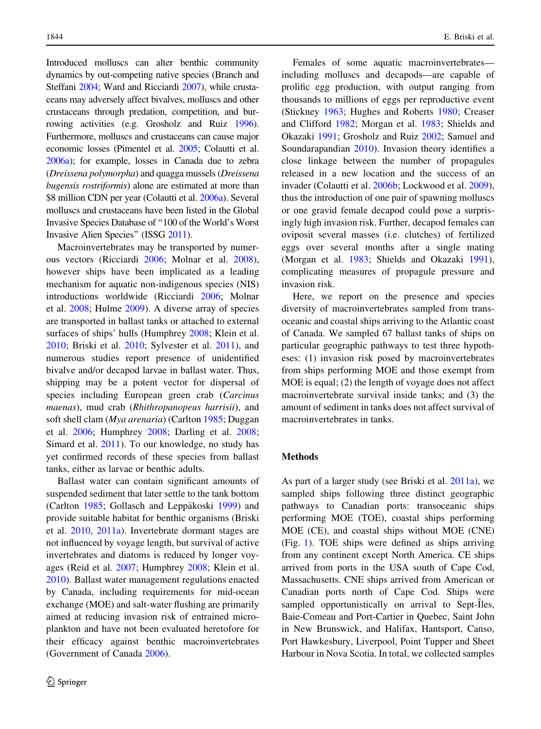Introduced molluscs can alter benthic community dynamics by out-competing native species (Branch and Steffani 2004; Ward and Ricciardi 2007), while crustaceans may adversely affect bivalves, molluscs and other crustaceans through predation, competition, and burrowing activities (e.g. Grosholz and Ruiz 1996). Furthermore, molluscs and crustaceans can cause major economic losses (Pimentel et al. 2005; Colautti et al. 2006a); for example, losses in Canada due to zebra (*Dreissena polymorpha*) and quagga mussels (*Dreissena bugensis rostriformis*) alone are estimated at more than \$8 million CDN per year (Colautti et al. 2006a). Several molluscs and crustaceans have been listed in the Global Invasive Species Database of "100 of the World's Worst Invasive Alien Species" (ISSG 2011).

Macroinvertebrates may be transported by numerous vectors (Ricciardi 2006; Molnar et al. 2008), however ships have been implicated as a leading mechanism for aquatic non-indigenous species (NIS) introductions worldwide (Ricciardi 2006; Molnar et al. 2008; Hulme 2009). A diverse array of species are transported in ballast tanks or attached to external surfaces of ships' hulls (Humphrey 2008; Klein et al. 2010; Briski et al. 2010; Sylvester et al. 2011), and numerous studies report presence of unidentified bivalve and/or decapod larvae in ballast water. Thus, shipping may be a potent vector for dispersal of species including European green crab (*Carcinus maenas*), mud crab (*Rhithropanopeus harrisii*), and soft shell clam (*Mya arenaria*) (Carlton 1985; Duggan et al. 2006; Humphrey 2008; Darling et al. 2008; Simard et al. 2011). To our knowledge, no study has yet confirmed records of these species from ballast tanks, either as larvae or benthic adults.

Ballast water can contain significant amounts of suspended sediment that later settle to the tank bottom (Carlton 1985; Gollasch and Leppäkoski 1999) and provide suitable habitat for benthic organisms (Briski et al. 2010, 2011a). Invertebrate dormant stages are not influenced by voyage length, but survival of active invertebrates and diatoms is reduced by longer voyages (Reid et al. 2007; Humphrey 2008; Klein et al. 2010). Ballast water management regulations enacted by Canada, including requirements for mid-ocean exchange (MOE) and salt-water flushing are primarily aimed at reducing invasion risk of entrained microplankton and have not been evaluated heretofore for their efficacy against benthic macroinvertebrates (Government of Canada 2006).

Females of some aquatic macroinvertebrates—including molluscs and decapods—are capable of prolific egg production, with output ranging from thousands to millions of eggs per reproductive event (Stickney 1963; Hughes and Roberts 1980; Creaser and Clifford 1982; Morgan et al. 1983; Shields and Okazaki 1991; Grosholz and Ruiz 2002; Samuel and Soundarapandian 2010). Invasion theory identifies a close linkage between the number of propagules released in a new location and the success of an invader (Colautti et al. 2006b; Lockwood et al. 2009), thus the introduction of one pair of spawning molluscs or one gravid female decapod could pose a surprisingly high invasion risk. Further, decapod females can oviposit several masses (i.e. clutches) of fertilized eggs over several months after a single mating (Morgan et al. 1983; Shields and Okazaki 1991), complicating measures of propagule pressure and invasion risk.

Here, we report on the presence and species diversity of macroinvertebrates sampled from transoceanic and coastal ships arriving to the Atlantic coast of Canada. We sampled 67 ballast tanks of ships on particular geographic pathways to test three hypotheses: (1) invasion risk posed by macroinvertebrates from ships performing MOE and those exempt from MOE is equal; (2) the length of voyage does not affect macroinvertebrate survival inside tanks; and (3) the amount of sediment in tanks does not affect survival of macroinvertebrates in tanks.

## Methods

As part of a larger study (see Briski et al. 2011a), we sampled ships following three distinct geographic pathways to Canadian ports: transoceanic ships performing MOE (TOE), coastal ships performing MOE (CE), and coastal ships without MOE (CNE) (Fig. 1). TOE ships were defined as ships arriving from any continent except North America. CE ships arrived from ports in the USA south of Cape Cod, Massachusetts. CNE ships arrived from American or Canadian ports north of Cape Cod. Ships were sampled opportunistically on arrival to Sept-Îles, Baie-Comeau and Port-Cartier in Quebec, Saint John in New Brunswick, and Halifax, Hantsport, Canso, Port Hawkesbury, Liverpool, Point Tupper and Sheet Harbour in Nova Scotia. In total, we collected samples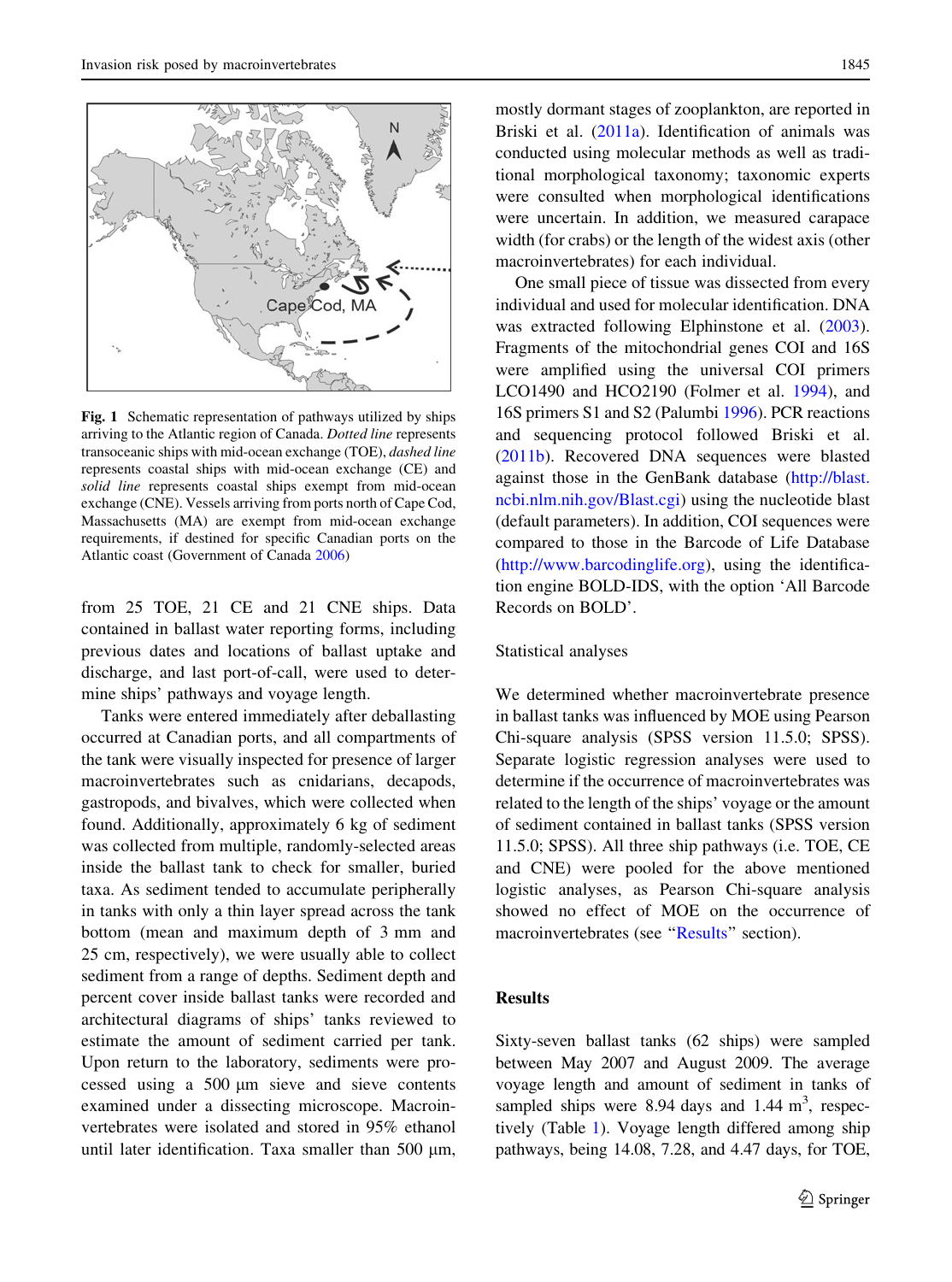**Fig. 1** Schematic representation of pathways utilized by ships arriving to the Atlantic region of Canada. *Dotted line* represents transoceanic ships with mid-ocean exchange (TOE), *dashed line* represents coastal ships with mid-ocean exchange (CE) and *solid line* represents coastal ships exempt from mid-ocean exchange (CNE). Vessels arriving from ports north of Cape Cod, Massachusetts (MA) are exempt from mid-ocean exchange requirements, if destined for specific Canadian ports on the Atlantic coast (Government of Canada 2006)

from 25 TOE, 21 CE and 21 CNE ships. Data contained in ballast water reporting forms, including previous dates and locations of ballast uptake and discharge, and last port-of-call, were used to determine ships' pathways and voyage length.

Tanks were entered immediately after deballasting occurred at Canadian ports, and all compartments of the tank were visually inspected for presence of larger macroinvertebrates such as cnidarians, decapods, gastropods, and bivalves, which were collected when found. Additionally, approximately 6 kg of sediment was collected from multiple, randomly-selected areas inside the ballast tank to check for smaller, buried taxa. As sediment tended to accumulate peripherally in tanks with only a thin layer spread across the tank bottom (mean and maximum depth of 3 mm and 25 cm, respectively), we were usually able to collect sediment from a range of depths. Sediment depth and percent cover inside ballast tanks were recorded and architectural diagrams of ships' tanks reviewed to estimate the amount of sediment carried per tank. Upon return to the laboratory, sediments were processed using a 500 μm sieve and sieve contents examined under a dissecting microscope. Macroinvertebrates were isolated and stored in 95% ethanol until later identification. Taxa smaller than 500 μm, mostly dormant stages of zooplankton, are reported in Briski et al. (2011a). Identification of animals was conducted using molecular methods as well as traditional morphological taxonomy; taxonomic experts were consulted when morphological identifications were uncertain. In addition, we measured carapace width (for crabs) or the length of the widest axis (other macroinvertebrates) for each individual.

One small piece of tissue was dissected from every individual and used for molecular identification. DNA was extracted following Elphinstone et al. (2003). Fragments of the mitochondrial genes COI and 16S were amplified using the universal COI primers LCO1490 and HCO2190 (Folmer et al. 1994), and 16S primers S1 and S2 (Palumbi 1996). PCR reactions and sequencing protocol followed Briski et al. (2011b). Recovered DNA sequences were blasted against those in the GenBank database (http://blast.ncbi.nlm.nih.gov/Blast.cgi) using the nucleotide blast (default parameters). In addition, COI sequences were compared to those in the Barcode of Life Database (http://www.barcodinglife.org), using the identification engine BOLD-IDS, with the option 'All Barcode Records on BOLD'.

### Statistical analyses

We determined whether macroinvertebrate presence in ballast tanks was influenced by MOE using Pearson Chi-square analysis (SPSS version 11.5.0; SPSS). Separate logistic regression analyses were used to determine if the occurrence of macroinvertebrates was related to the length of the ships' voyage or the amount of sediment contained in ballast tanks (SPSS version 11.5.0; SPSS). All three ship pathways (i.e. TOE, CE and CNE) were pooled for the above mentioned logistic analyses, as Pearson Chi-square analysis showed no effect of MOE on the occurrence of macroinvertebrates (see "Results" section).

## Results

Sixty-seven ballast tanks (62 ships) were sampled between May 2007 and August 2009. The average voyage length and amount of sediment in tanks of sampled ships were 8.94 days and 1.44 $m^3$, respectively (Table 1). Voyage length differed among ship pathways, being 14.08, 7.28, and 4.47 days, for TOE,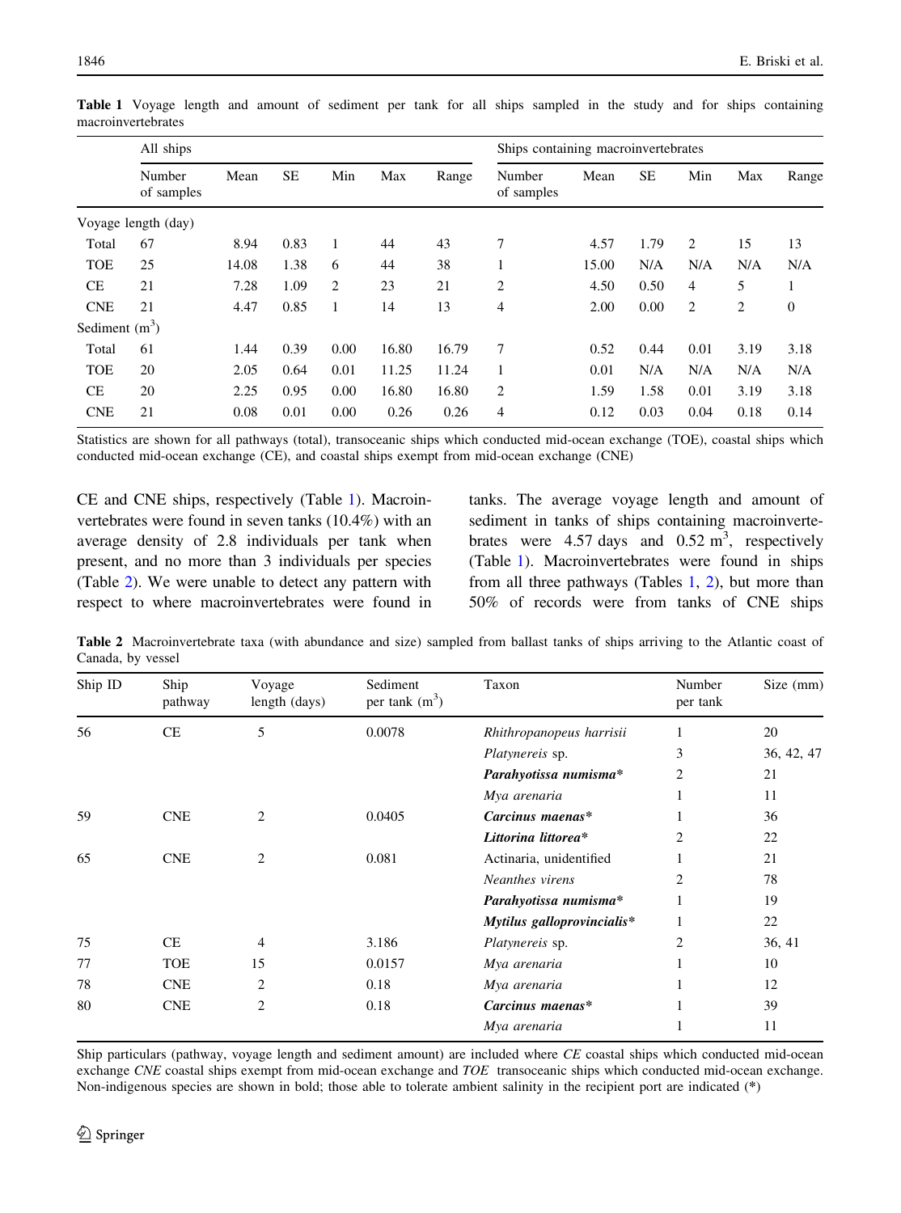**Table 1** Voyage length and amount of sediment per tank for all ships sampled in the study and for ships containing macroinvertebrates

| | All ships | | | | | | Ships containing macroinvertebrates | | | | | |
|---|---|---|---|---|---|---|---|---|---|---|---|---|
| | Number of samples | Mean | SE | Min | Max | Range | Number of samples | Mean | SE | Min | Max | Range |
| Voyage length (day) | | | | | | | | | | | | |
| Total | 67 | 8.94 | 0.83 | 1 | 44 | 43 | 7 | 4.57 | 1.79 | 2 | 15 | 13 |
| TOE | 25 | 14.08 | 1.38 | 6 | 44 | 38 | 1 | 15.00 | N/A | N/A | N/A | N/A |
| CE | 21 | 7.28 | 1.09 | 2 | 23 | 21 | 2 | 4.50 | 0.50 | 4 | 5 | 1 |
| CNE | 21 | 4.47 | 0.85 | 1 | 14 | 13 | 4 | 2.00 | 0.00 | 2 | 2 | 0 |
| Sediment ($m^3$) | | | | | | | | | | | | |
| Total | 61 | 1.44 | 0.39 | 0.00 | 16.80 | 16.79 | 7 | 0.52 | 0.44 | 0.01 | 3.19 | 3.18 |
| TOE | 20 | 2.05 | 0.64 | 0.01 | 11.25 | 11.24 | 1 | 0.01 | N/A | N/A | N/A | N/A |
| CE | 20 | 2.25 | 0.95 | 0.00 | 16.80 | 16.80 | 2 | 1.59 | 1.58 | 0.01 | 3.19 | 3.18 |
| CNE | 21 | 0.08 | 0.01 | 0.00 | 0.26 | 0.26 | 4 | 0.12 | 0.03 | 0.04 | 0.18 | 0.14 |

Statistics are shown for all pathways (total), transoceanic ships which conducted mid-ocean exchange (TOE), coastal ships which conducted mid-ocean exchange (CE), and coastal ships exempt from mid-ocean exchange (CNE)

CE and CNE ships, respectively (Table 1). Macroinvertebrates were found in seven tanks (10.4%) with an average density of 2.8 individuals per tank when present, and no more than 3 individuals per species (Table 2). We were unable to detect any pattern with respect to where macroinvertebrates were found in tanks. The average voyage length and amount of sediment in tanks of ships containing macroinvertebrates were 4.57 days and 0.52 $m^3$, respectively (Table 1). Macroinvertebrates were found in ships from all three pathways (Tables 1, 2), but more than 50% of records were from tanks of CNE ships

**Table 2** Macroinvertebrate taxa (with abundance and size) sampled from ballast tanks of ships arriving to the Atlantic coast of Canada, by vessel

| Ship ID | Ship pathway | Voyage length (days) | Sediment per tank ($m^3$) | Taxon | Number per tank | Size (mm) |
|---|---|---|---|---|---|---|
| 56 | CE | 5 | 0.0078 | *Rhithropanopeus harrisii* | 1 | 20 |
| | | | | *Platynereis* sp. | 3 | 36, 42, 47 |
| | | | | ***Parahyotissa numisma**** | 2 | 21 |
| | | | | *Mya arenaria* | 1 | 11 |
| 59 | CNE | 2 | 0.0405 | ***Carcinus maenas**** | 1 | 36 |
| | | | | ***Littorina littorea**** | 2 | 22 |
| 65 | CNE | 2 | 0.081 | Actinaria, unidentified | 1 | 21 |
| | | | | *Neanthes virens* | 2 | 78 |
| | | | | ***Parahyotissa numisma**** | 1 | 19 |
| | | | | ***Mytilus galloprovincialis**** | 1 | 22 |
| 75 | CE | 4 | 3.186 | *Platynereis* sp. | 2 | 36, 41 |
| 77 | TOE | 15 | 0.0157 | *Mya arenaria* | 1 | 10 |
| 78 | CNE | 2 | 0.18 | *Mya arenaria* | 1 | 12 |
| 80 | CNE | 2 | 0.18 | ***Carcinus maenas**** | 1 | 39 |
| | | | | *Mya arenaria* | 1 | 11 |

Ship particulars (pathway, voyage length and sediment amount) are included where *CE* coastal ships which conducted mid-ocean exchange *CNE* coastal ships exempt from mid-ocean exchange and *TOE* transoceanic ships which conducted mid-ocean exchange. Non-indigenous species are shown in bold; those able to tolerate ambient salinity in the recipient port are indicated (*)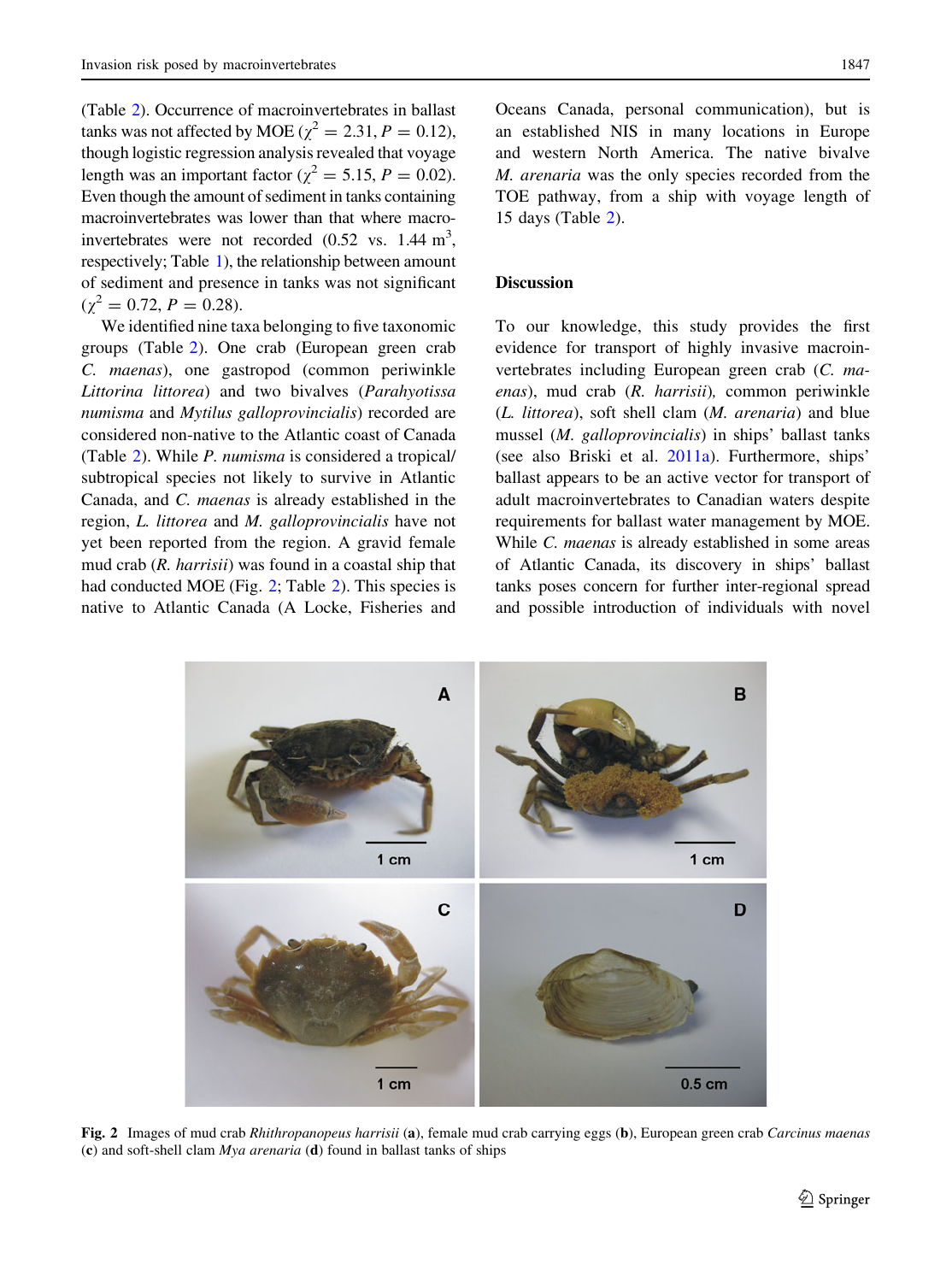(Table 2). Occurrence of macroinvertebrates in ballast tanks was not affected by MOE ($\chi^2 = 2.31$, $P = 0.12$), though logistic regression analysis revealed that voyage length was an important factor ($\chi^2 = 5.15$, $P = 0.02$). Even though the amount of sediment in tanks containing macroinvertebrates was lower than that where macroinvertebrates were not recorded (0.52 vs. 1.44 $m^3$, respectively; Table 1), the relationship between amount of sediment and presence in tanks was not significant ($\chi^2 = 0.72$, $P = 0.28$).

We identified nine taxa belonging to five taxonomic groups (Table 2). One crab (European green crab *C. maenas*), one gastropod (common periwinkle *Littorina littorea*) and two bivalves (*Parahyotissa numisma* and *Mytilus galloprovincialis*) recorded are considered non-native to the Atlantic coast of Canada (Table 2). While *P. numisma* is considered a tropical/subtropical species not likely to survive in Atlantic Canada, and *C. maenas* is already established in the region, *L. littorea* and *M. galloprovincialis* have not yet been reported from the region. A gravid female mud crab (*R. harrisii*) was found in a coastal ship that had conducted MOE (Fig. 2; Table 2). This species is native to Atlantic Canada (A Locke, Fisheries and Oceans Canada, personal communication), but is an established NIS in many locations in Europe and western North America. The native bivalve *M. arenaria* was the only species recorded from the TOE pathway, from a ship with voyage length of 15 days (Table 2).

## Discussion

To our knowledge, this study provides the first evidence for transport of highly invasive macroinvertebrates including European green crab (*C. maenas*), mud crab (*R. harrisii*), common periwinkle (*L. littorea*), soft shell clam (*M. arenaria*) and blue mussel (*M. galloprovincialis*) in ships' ballast tanks (see also Briski et al. 2011a). Furthermore, ships' ballast appears to be an active vector for transport of adult macroinvertebrates to Canadian waters despite requirements for ballast water management by MOE. While *C. maenas* is already established in some areas of Atlantic Canada, its discovery in ships' ballast tanks poses concern for further inter-regional spread and possible introduction of individuals with novel

**Fig. 2** Images of mud crab *Rhithropanopeus harrisii* (**a**), female mud crab carrying eggs (**b**), European green crab *Carcinus maenas* (**c**) and soft-shell clam *Mya arenaria* (**d**) found in ballast tanks of ships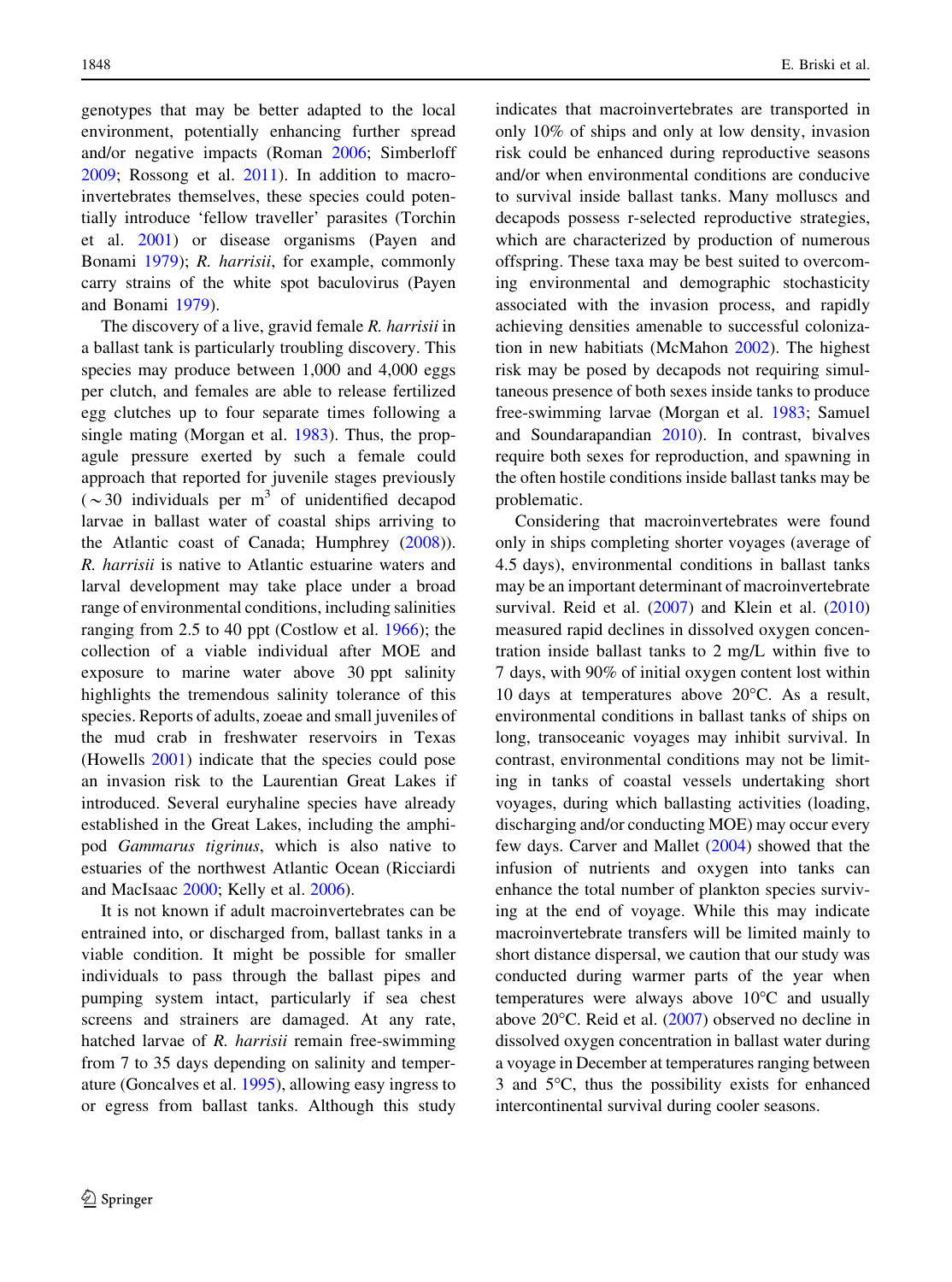genotypes that may be better adapted to the local environment, potentially enhancing further spread and/or negative impacts (Roman 2006; Simberloff 2009; Rossong et al. 2011). In addition to macroinvertebrates themselves, these species could potentially introduce 'fellow traveller' parasites (Torchin et al. 2001) or disease organisms (Payen and Bonami 1979); *R. harrisii*, for example, commonly carry strains of the white spot baculovirus (Payen and Bonami 1979).

The discovery of a live, gravid female *R. harrisii* in a ballast tank is particularly troubling discovery. This species may produce between 1,000 and 4,000 eggs per clutch, and females are able to release fertilized egg clutches up to four separate times following a single mating (Morgan et al. 1983). Thus, the propagule pressure exerted by such a female could approach that reported for juvenile stages previously (~30 individuals per m$^3$ of unidentified decapod larvae in ballast water of coastal ships arriving to the Atlantic coast of Canada; Humphrey (2008)). *R. harrisii* is native to Atlantic estuarine waters and larval development may take place under a broad range of environmental conditions, including salinities ranging from 2.5 to 40 ppt (Costlow et al. 1966); the collection of a viable individual after MOE and exposure to marine water above 30 ppt salinity highlights the tremendous salinity tolerance of this species. Reports of adults, zoeae and small juveniles of the mud crab in freshwater reservoirs in Texas (Howells 2001) indicate that the species could pose an invasion risk to the Laurentian Great Lakes if introduced. Several euryhaline species have already established in the Great Lakes, including the amphipod *Gammarus tigrinus*, which is also native to estuaries of the northwest Atlantic Ocean (Ricciardi and MacIsaac 2000; Kelly et al. 2006).

It is not known if adult macroinvertebrates can be entrained into, or discharged from, ballast tanks in a viable condition. It might be possible for smaller individuals to pass through the ballast pipes and pumping system intact, particularly if sea chest screens and strainers are damaged. At any rate, hatched larvae of *R. harrisii* remain free-swimming from 7 to 35 days depending on salinity and temperature (Goncalves et al. 1995), allowing easy ingress to or egress from ballast tanks. Although this study indicates that macroinvertebrates are transported in only 10% of ships and only at low density, invasion risk could be enhanced during reproductive seasons and/or when environmental conditions are conducive to survival inside ballast tanks. Many molluscs and decapods possess r-selected reproductive strategies, which are characterized by production of numerous offspring. These taxa may be best suited to overcoming environmental and demographic stochasticity associated with the invasion process, and rapidly achieving densities amenable to successful colonization in new habitiats (McMahon 2002). The highest risk may be posed by decapods not requiring simultaneous presence of both sexes inside tanks to produce free-swimming larvae (Morgan et al. 1983; Samuel and Soundarapandian 2010). In contrast, bivalves require both sexes for reproduction, and spawning in the often hostile conditions inside ballast tanks may be problematic.

Considering that macroinvertebrates were found only in ships completing shorter voyages (average of 4.5 days), environmental conditions in ballast tanks may be an important determinant of macroinvertebrate survival. Reid et al. (2007) and Klein et al. (2010) measured rapid declines in dissolved oxygen concentration inside ballast tanks to 2 mg/L within five to 7 days, with 90% of initial oxygen content lost within 10 days at temperatures above 20°C. As a result, environmental conditions in ballast tanks of ships on long, transoceanic voyages may inhibit survival. In contrast, environmental conditions may not be limiting in tanks of coastal vessels undertaking short voyages, during which ballasting activities (loading, discharging and/or conducting MOE) may occur every few days. Carver and Mallet (2004) showed that the infusion of nutrients and oxygen into tanks can enhance the total number of plankton species surviving at the end of voyage. While this may indicate macroinvertebrate transfers will be limited mainly to short distance dispersal, we caution that our study was conducted during warmer parts of the year when temperatures were always above 10°C and usually above 20°C. Reid et al. (2007) observed no decline in dissolved oxygen concentration in ballast water during a voyage in December at temperatures ranging between 3 and 5°C, thus the possibility exists for enhanced intercontinental survival during cooler seasons.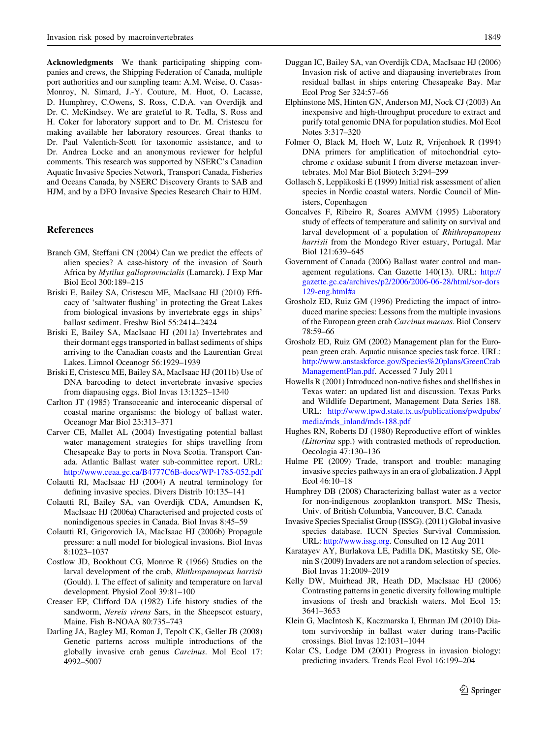**Acknowledgments** We thank participating shipping companies and crews, the Shipping Federation of Canada, multiple port authorities and our sampling team: A.M. Weise, O. Casas-Monroy, N. Simard, J.-Y. Couture, M. Huot, O. Lacasse, D. Humphrey, C.Owens, S. Ross, C.D.A. van Overdijk and Dr. C. McKindsey. We are grateful to R. Tedla, S. Ross and H. Coker for laboratory support and to Dr. M. Cristescu for making available her laboratory resources. Great thanks to Dr. Paul Valentich-Scott for taxonomic assistance, and to Dr. Andrea Locke and an anonymous reviewer for helpful comments. This research was supported by NSERC's Canadian Aquatic Invasive Species Network, Transport Canada, Fisheries and Oceans Canada, by NSERC Discovery Grants to SAB and HJM, and by a DFO Invasive Species Research Chair to HJM.

## References

Branch GM, Steffani CN (2004) Can we predict the effects of alien species? A case-history of the invasion of South Africa by *Mytilus galloprovincialis* (Lamarck). J Exp Mar Biol Ecol 300:189–215

Briski E, Bailey SA, Cristescu ME, MacIsaac HJ (2010) Efficacy of 'saltwater flushing' in protecting the Great Lakes from biological invasions by invertebrate eggs in ships' ballast sediment. Freshw Biol 55:2414–2424

Briski E, Bailey SA, MacIsaac HJ (2011a) Invertebrates and their dormant eggs transported in ballast sediments of ships arriving to the Canadian coasts and the Laurentian Great Lakes. Limnol Oceanogr 56:1929–1939

Briski E, Cristescu ME, Bailey SA, MacIsaac HJ (2011b) Use of DNA barcoding to detect invertebrate invasive species from diapausing eggs. Biol Invas 13:1325–1340

Carlton JT (1985) Transoceanic and interoceanic dispersal of coastal marine organisms: the biology of ballast water. Oceanogr Mar Biol 23:313–371

Carver CE, Mallet AL (2004) Investigating potential ballast water management strategies for ships travelling from Chesapeake Bay to ports in Nova Scotia. Transport Canada. Atlantic Ballast water sub-committee report. URL: http://www.ceaa.gc.ca/B4777C6B-docs/WP-1785-052.pdf

Colautti RI, MacIsaac HJ (2004) A neutral terminology for defining invasive species. Divers Distrib 10:135–141

Colautti RI, Bailey SA, van Overdijk CDA, Amundsen K, MacIsaac HJ (2006a) Characterised and projected costs of nonindigenous species in Canada. Biol Invas 8:45–59

Colautti RI, Grigorovich IA, MacIsaac HJ (2006b) Propagule pressure: a null model for biological invasions. Biol Invas 8:1023–1037

Costlow JD, Bookhout CG, Monroe R (1966) Studies on the larval development of the crab, *Rhithropanopeus harrisii* (Gould). I. The effect of salinity and temperature on larval development. Physiol Zool 39:81–100

Creaser EP, Clifford DA (1982) Life history studies of the sandworm, *Nereis virens* Sars, in the Sheepscot estuary, Maine. Fish B-NOAA 80:735–743

Darling JA, Bagley MJ, Roman J, Tepolt CK, Geller JB (2008) Genetic patterns across multiple introductions of the globally invasive crab genus *Carcinus*. Mol Ecol 17: 4992–5007

Duggan IC, Bailey SA, van Overdijk CDA, MacIsaac HJ (2006) Invasion risk of active and diapausing invertebrates from residual ballast in ships entering Chesapeake Bay. Mar Ecol Prog Ser 324:57–66

Elphinstone MS, Hinten GN, Anderson MJ, Nock CJ (2003) An inexpensive and high-throughput procedure to extract and purify total genomic DNA for population studies. Mol Ecol Notes 3:317–320

Folmer O, Black M, Hoeh W, Lutz R, Vrijenhoek R (1994) DNA primers for amplification of mitochondrial cytochrome *c* oxidase subunit I from diverse metazoan invertebrates. Mol Mar Biol Biotech 3:294–299

Gollasch S, Leppäkoski E (1999) Initial risk assessment of alien species in Nordic coastal waters. Nordic Council of Ministers, Copenhagen

Goncalves F, Ribeiro R, Soares AMVM (1995) Laboratory study of effects of temperature and salinity on survival and larval development of a population of *Rhithropanopeus harrisii* from the Mondego River estuary, Portugal. Mar Biol 121:639–645

Government of Canada (2006) Ballast water control and management regulations. Can Gazette 140(13). URL: http://gazette.gc.ca/archives/p2/2006/2006-06-28/html/sor-dors129-eng.html#a

Grosholz ED, Ruiz GM (1996) Predicting the impact of introduced marine species: Lessons from the multiple invasions of the European green crab *Carcinus maenas*. Biol Conserv 78:59–66

Grosholz ED, Ruiz GM (2002) Management plan for the European green crab. Aquatic nuisance species task force. URL: http://www.anstaskforce.gov/Species%20plans/GreenCrabManagementPlan.pdf. Accessed 7 July 2011

Howells R (2001) Introduced non-native fishes and shellfishes in Texas water: an updated list and discussion. Texas Parks and Wildlife Department, Management Data Series 188. URL: http://www.tpwd.state.tx.us/publications/pwdpubs/media/mds_inland/mds-188.pdf

Hughes RN, Roberts DJ (1980) Reproductive effort of winkles (*Littorina* spp.) with contrasted methods of reproduction. Oecologia 47:130–136

Hulme PE (2009) Trade, transport and trouble: managing invasive species pathways in an era of globalization. J Appl Ecol 46:10–18

Humphrey DB (2008) Characterizing ballast water as a vector for non-indigenous zooplankton transport. MSc Thesis, Univ. of British Columbia, Vancouver, B.C. Canada

Invasive Species Specialist Group (ISSG). (2011) Global invasive species database. IUCN Species Survival Commission. URL: http://www.issg.org. Consulted on 12 Aug 2011

Karatayev AY, Burlakova LE, Padilla DK, Mastitsky SE, Olenin S (2009) Invaders are not a random selection of species. Biol Invas 11:2009–2019

Kelly DW, Muirhead JR, Heath DD, MacIsaac HJ (2006) Contrasting patterns in genetic diversity following multiple invasions of fresh and brackish waters. Mol Ecol 15: 3641–3653

Klein G, MacIntosh K, Kaczmarska I, Ehrman JM (2010) Diatom survivorship in ballast water during trans-Pacific crossings. Biol Invas 12:1031–1044

Kolar CS, Lodge DM (2001) Progress in invasion biology: predicting invaders. Trends Ecol Evol 16:199–204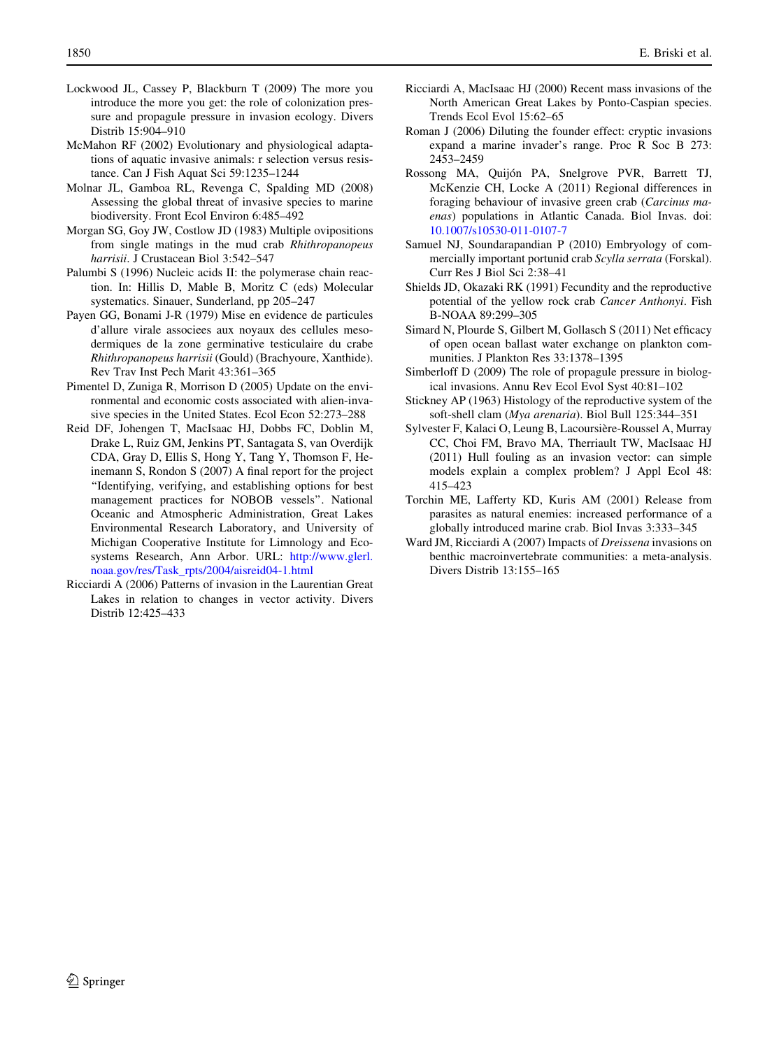Lockwood JL, Cassey P, Blackburn T (2009) The more you introduce the more you get: the role of colonization pressure and propagule pressure in invasion ecology. Divers Distrib 15:904–910

McMahon RF (2002) Evolutionary and physiological adaptations of aquatic invasive animals: r selection versus resistance. Can J Fish Aquat Sci 59:1235–1244

Molnar JL, Gamboa RL, Revenga C, Spalding MD (2008) Assessing the global threat of invasive species to marine biodiversity. Front Ecol Environ 6:485–492

Morgan SG, Goy JW, Costlow JD (1983) Multiple ovipositions from single matings in the mud crab *Rhithropanopeus harrisii*. J Crustacean Biol 3:542–547

Palumbi S (1996) Nucleic acids II: the polymerase chain reaction. In: Hillis D, Mable B, Moritz C (eds) Molecular systematics. Sinauer, Sunderland, pp 205–247

Payen GG, Bonami J-R (1979) Mise en evidence de particules d'allure virale associees aux noyaux des cellules mesodermiques de la zone germinative testiculaire du crabe *Rhithropanopeus harrisii* (Gould) (Brachyoure, Xanthide). Rev Trav Inst Pech Marit 43:361–365

Pimentel D, Zuniga R, Morrison D (2005) Update on the environmental and economic costs associated with alien-invasive species in the United States. Ecol Econ 52:273–288

Reid DF, Johengen T, MacIsaac HJ, Dobbs FC, Doblin M, Drake L, Ruiz GM, Jenkins PT, Santagata S, van Overdijk CDA, Gray D, Ellis S, Hong Y, Tang Y, Thomson F, Heinemann S, Rondon S (2007) A final report for the project "Identifying, verifying, and establishing options for best management practices for NOBOB vessels". National Oceanic and Atmospheric Administration, Great Lakes Environmental Research Laboratory, and University of Michigan Cooperative Institute for Limnology and Ecosystems Research, Ann Arbor. URL: http://www.glerl.noaa.gov/res/Task_rpts/2004/aisreid04-1.html

Ricciardi A (2006) Patterns of invasion in the Laurentian Great Lakes in relation to changes in vector activity. Divers Distrib 12:425–433

Ricciardi A, MacIsaac HJ (2000) Recent mass invasions of the North American Great Lakes by Ponto-Caspian species. Trends Ecol Evol 15:62–65

Roman J (2006) Diluting the founder effect: cryptic invasions expand a marine invader's range. Proc R Soc B 273:2453–2459

Rossong MA, Quijón PA, Snelgrove PVR, Barrett TJ, McKenzie CH, Locke A (2011) Regional differences in foraging behaviour of invasive green crab (*Carcinus maenas*) populations in Atlantic Canada. Biol Invas. doi:10.1007/s10530-011-0107-7

Samuel NJ, Soundarapandian P (2010) Embryology of commercially important portunid crab *Scylla serrata* (Forskal). Curr Res J Biol Sci 2:38–41

Shields JD, Okazaki RK (1991) Fecundity and the reproductive potential of the yellow rock crab *Cancer Anthonyi*. Fish B-NOAA 89:299–305

Simard N, Plourde S, Gilbert M, Gollasch S (2011) Net efficacy of open ocean ballast water exchange on plankton communities. J Plankton Res 33:1378–1395

Simberloff D (2009) The role of propagule pressure in biological invasions. Annu Rev Ecol Evol Syst 40:81–102

Stickney AP (1963) Histology of the reproductive system of the soft-shell clam (*Mya arenaria*). Biol Bull 125:344–351

Sylvester F, Kalaci O, Leung B, Lacoursière-Roussel A, Murray CC, Choi FM, Bravo MA, Therriault TW, MacIsaac HJ (2011) Hull fouling as an invasion vector: can simple models explain a complex problem? J Appl Ecol 48:415–423

Torchin ME, Lafferty KD, Kuris AM (2001) Release from parasites as natural enemies: increased performance of a globally introduced marine crab. Biol Invas 3:333–345

Ward JM, Ricciardi A (2007) Impacts of *Dreissena* invasions on benthic macroinvertebrate communities: a meta-analysis. Divers Distrib 13:155–165